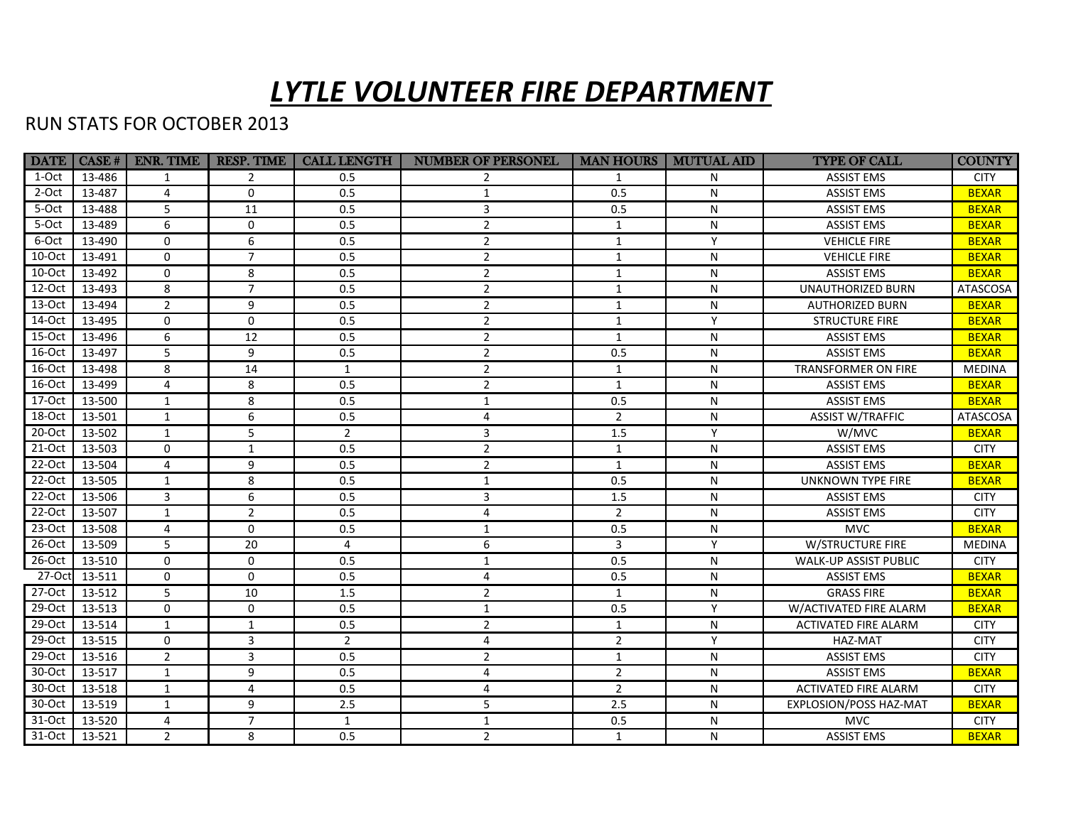# *LYTLE VOLUNTEER FIRE DEPARTMENT*

RUN STATS FOR OCTOBER 2013

| DATE | CASE # | ENR. TIME | RESP. TIME | CALL LENGTH | NUMBER OF PERSONEL | MAN HOURS | MUTUAL AID | TYPE OF CALL | COUNTY |
|---|---|---|---|---|---|---|---|---|---|
| 1-Oct | 13-486 | 1 | 2 | 0.5 | 2 | 1 | N | ASSIST EMS | CITY |
| 2-Oct | 13-487 | 4 | 0 | 0.5 | 1 | 0.5 | N | ASSIST EMS | BEXAR |
| 5-Oct | 13-488 | 5 | 11 | 0.5 | 3 | 0.5 | N | ASSIST EMS | BEXAR |
| 5-Oct | 13-489 | 6 | 0 | 0.5 | 2 | 1 | N | ASSIST EMS | BEXAR |
| 6-Oct | 13-490 | 0 | 6 | 0.5 | 2 | 1 | Y | VEHICLE FIRE | BEXAR |
| 10-Oct | 13-491 | 0 | 7 | 0.5 | 2 | 1 | N | VEHICLE FIRE | BEXAR |
| 10-Oct | 13-492 | 0 | 8 | 0.5 | 2 | 1 | N | ASSIST EMS | BEXAR |
| 12-Oct | 13-493 | 8 | 7 | 0.5 | 2 | 1 | N | UNAUTHORIZED BURN | ATASCOSA |
| 13-Oct | 13-494 | 2 | 9 | 0.5 | 2 | 1 | N | AUTHORIZED BURN | BEXAR |
| 14-Oct | 13-495 | 0 | 0 | 0.5 | 2 | 1 | Y | STRUCTURE FIRE | BEXAR |
| 15-Oct | 13-496 | 6 | 12 | 0.5 | 2 | 1 | N | ASSIST EMS | BEXAR |
| 16-Oct | 13-497 | 5 | 9 | 0.5 | 2 | 0.5 | N | ASSIST EMS | BEXAR |
| 16-Oct | 13-498 | 8 | 14 | 1 | 2 | 1 | N | TRANSFORMER ON FIRE | MEDINA |
| 16-Oct | 13-499 | 4 | 8 | 0.5 | 2 | 1 | N | ASSIST EMS | BEXAR |
| 17-Oct | 13-500 | 1 | 8 | 0.5 | 1 | 0.5 | N | ASSIST EMS | BEXAR |
| 18-Oct | 13-501 | 1 | 6 | 0.5 | 4 | 2 | N | ASSIST W/TRAFFIC | ATASCOSA |
| 20-Oct | 13-502 | 1 | 5 | 2 | 3 | 1.5 | Y | W/MVC | BEXAR |
| 21-Oct | 13-503 | 0 | 1 | 0.5 | 2 | 1 | N | ASSIST EMS | CITY |
| 22-Oct | 13-504 | 4 | 9 | 0.5 | 2 | 1 | N | ASSIST EMS | BEXAR |
| 22-Oct | 13-505 | 1 | 8 | 0.5 | 1 | 0.5 | N | UNKNOWN TYPE FIRE | BEXAR |
| 22-Oct | 13-506 | 3 | 6 | 0.5 | 3 | 1.5 | N | ASSIST EMS | CITY |
| 22-Oct | 13-507 | 1 | 2 | 0.5 | 4 | 2 | N | ASSIST EMS | CITY |
| 23-Oct | 13-508 | 4 | 0 | 0.5 | 1 | 0.5 | N | MVC | BEXAR |
| 26-Oct | 13-509 | 5 | 20 | 4 | 6 | 3 | Y | W/STRUCTURE FIRE | MEDINA |
| 26-Oct | 13-510 | 0 | 0 | 0.5 | 1 | 0.5 | N | WALK-UP ASSIST PUBLIC | CITY |
| 27-Oct | 13-511 | 0 | 0 | 0.5 | 4 | 0.5 | N | ASSIST EMS | BEXAR |
| 27-Oct | 13-512 | 5 | 10 | 1.5 | 2 | 1 | N | GRASS FIRE | BEXAR |
| 29-Oct | 13-513 | 0 | 0 | 0.5 | 1 | 0.5 | Y | W/ACTIVATED FIRE ALARM | BEXAR |
| 29-Oct | 13-514 | 1 | 1 | 0.5 | 2 | 1 | N | ACTIVATED FIRE ALARM | CITY |
| 29-Oct | 13-515 | 0 | 3 | 2 | 4 | 2 | Y | HAZ-MAT | CITY |
| 29-Oct | 13-516 | 2 | 3 | 0.5 | 2 | 1 | N | ASSIST EMS | CITY |
| 30-Oct | 13-517 | 1 | 9 | 0.5 | 4 | 2 | N | ASSIST EMS | BEXAR |
| 30-Oct | 13-518 | 1 | 4 | 0.5 | 4 | 2 | N | ACTIVATED FIRE ALARM | CITY |
| 30-Oct | 13-519 | 1 | 9 | 2.5 | 5 | 2.5 | N | EXPLOSION/POSS HAZ-MAT | BEXAR |
| 31-Oct | 13-520 | 4 | 7 | 1 | 1 | 0.5 | N | MVC | CITY |
| 31-Oct | 13-521 | 2 | 8 | 0.5 | 2 | 1 | N | ASSIST EMS | BEXAR |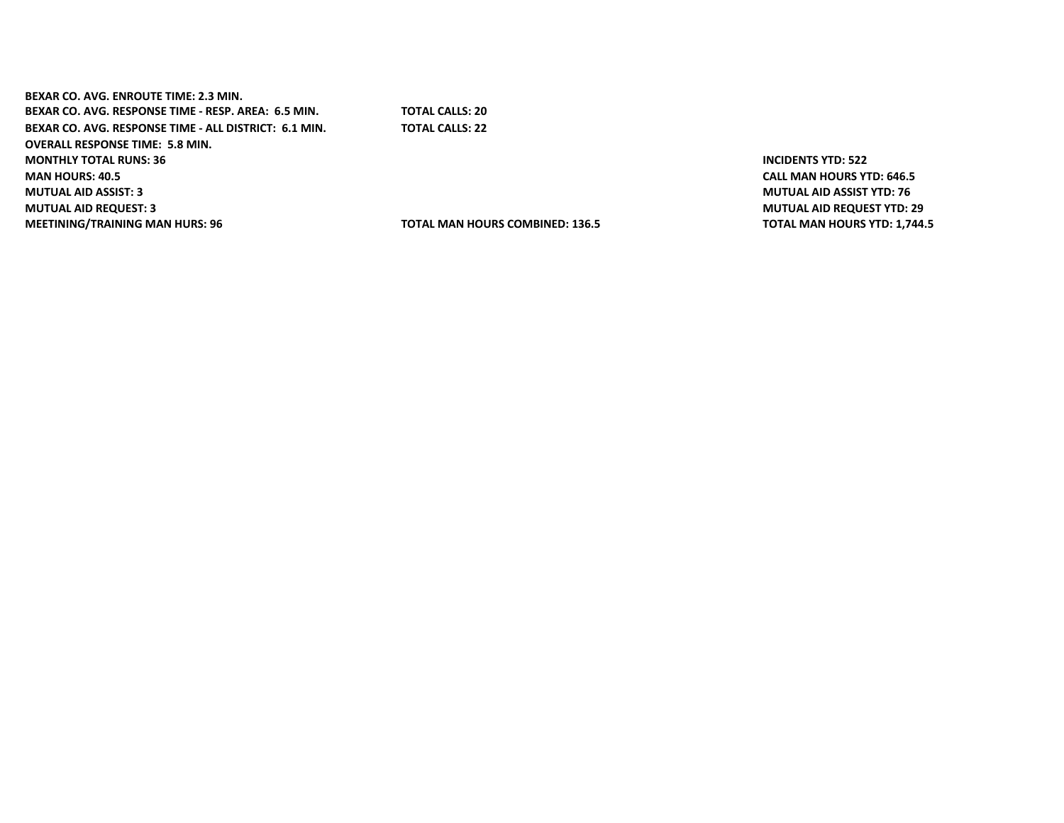**BEXAR CO. AVG. ENROUTE TIME: 2.3 MIN.**

**BEXAR CO. AVG. RESPONSE TIME - RESP. AREA: 6.5 MIN.** **TOTAL CALLS: 20**

**BEXAR CO. AVG. RESPONSE TIME - ALL DISTRICT: 6.1 MIN.** **TOTAL CALLS: 22**

**OVERALL RESPONSE TIME: 5.8 MIN.**

| | | |
|---|---|---|
| **MONTHLY TOTAL RUNS: 36** | | **INCIDENTS YTD: 522** |
| **MAN HOURS: 40.5** | | **CALL MAN HOURS YTD: 646.5** |
| **MUTUAL AID ASSIST: 3** | | **MUTUAL AID ASSIST YTD: 76** |
| **MUTUAL AID REQUEST: 3** | | **MUTUAL AID REQUEST YTD: 29** |
| **MEETINING/TRAINING MAN HURS: 96** | **TOTAL MAN HOURS COMBINED: 136.5** | **TOTAL MAN HOURS YTD: 1,744.5** |